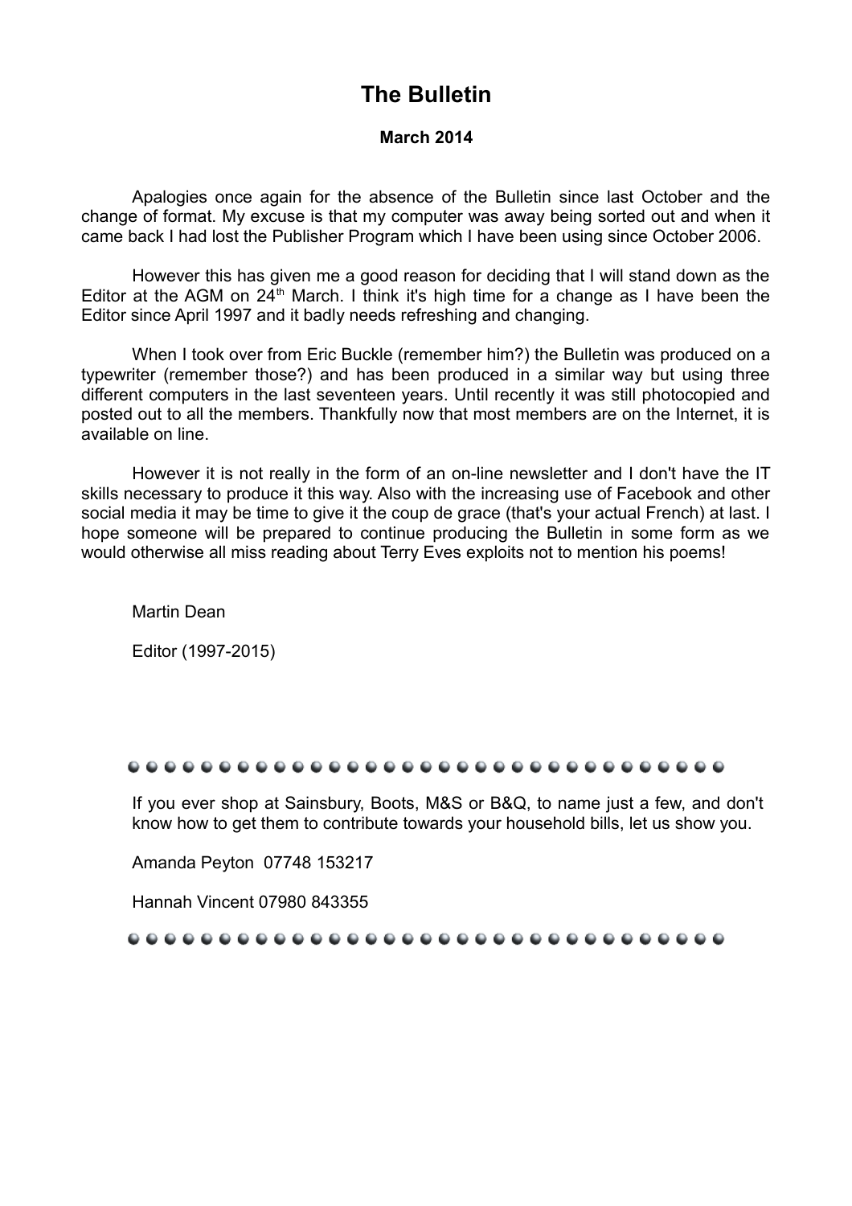# The Bulletin

**March 2014**

Apalogies once again for the absence of the Bulletin since last October and the change of format. My excuse is that my computer was away being sorted out and when it came back I had lost the Publisher Program which I have been using since October 2006.

However this has given me a good reason for deciding that I will stand down as the Editor at the AGM on 24th March. I think it's high time for a change as I have been the Editor since April 1997 and it badly needs refreshing and changing.

When I took over from Eric Buckle (remember him?) the Bulletin was produced on a typewriter (remember those?) and has been produced in a similar way but using three different computers in the last seventeen years. Until recently it was still photocopied and posted out to all the members. Thankfully now that most members are on the Internet, it is available on line.

However it is not really in the form of an on-line newsletter and I don't have the IT skills necessary to produce it this way. Also with the increasing use of Facebook and other social media it may be time to give it the coup de grace (that's your actual French) at last. I hope someone will be prepared to continue producing the Bulletin in some form as we would otherwise all miss reading about Terry Eves exploits not to mention his poems!

Martin Dean

Editor (1997-2015)

---

If you ever shop at Sainsbury, Boots, M&S or B&Q, to name just a few, and don't know how to get them to contribute towards your household bills, let us show you.

Amanda Peyton 07748 153217

Hannah Vincent 07980 843355

---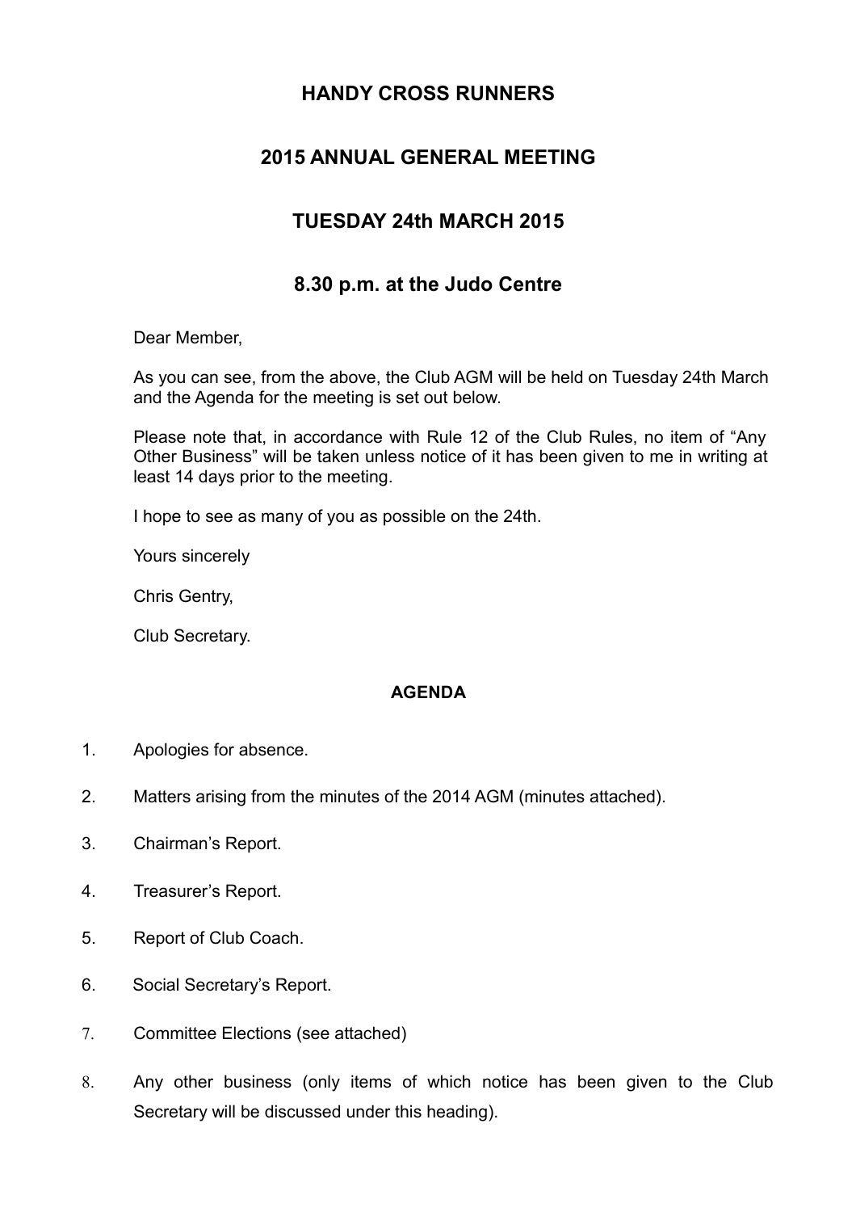# HANDY CROSS RUNNERS

## 2015 ANNUAL GENERAL MEETING

## TUESDAY 24th MARCH 2015

## 8.30 p.m. at the Judo Centre

Dear Member,

As you can see, from the above, the Club AGM will be held on Tuesday 24th March and the Agenda for the meeting is set out below.

Please note that, in accordance with Rule 12 of the Club Rules, no item of "Any Other Business" will be taken unless notice of it has been given to me in writing at least 14 days prior to the meeting.

I hope to see as many of you as possible on the 24th.

Yours sincerely

Chris Gentry,

Club Secretary.

**AGENDA**

1. Apologies for absence.
2. Matters arising from the minutes of the 2014 AGM (minutes attached).
3. Chairman's Report.
4. Treasurer's Report.
5. Report of Club Coach.
6. Social Secretary's Report.
7. Committee Elections (see attached)
8. Any other business (only items of which notice has been given to the Club Secretary will be discussed under this heading).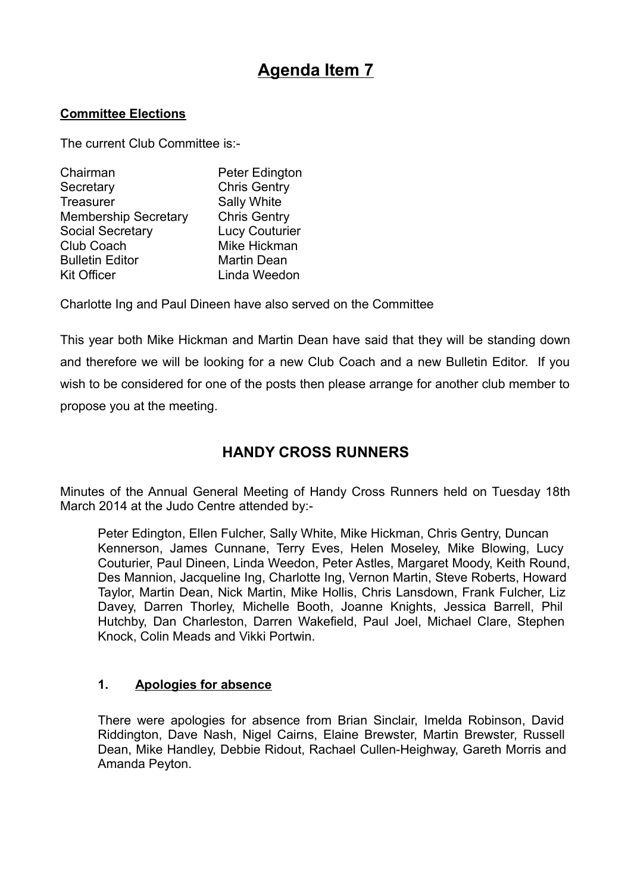# Agenda Item 7

**Committee Elections**

The current Club Committee is:-

| | |
|---|---|
| Chairman | Peter Edington |
| Secretary | Chris Gentry |
| Treasurer | Sally White |
| Membership Secretary | Chris Gentry |
| Social Secretary | Lucy Couturier |
| Club Coach | Mike Hickman |
| Bulletin Editor | Martin Dean |
| Kit Officer | Linda Weedon |

Charlotte Ing and Paul Dineen have also served on the Committee

This year both Mike Hickman and Martin Dean have said that they will be standing down and therefore we will be looking for a new Club Coach and a new Bulletin Editor. If you wish to be considered for one of the posts then please arrange for another club member to propose you at the meeting.

## HANDY CROSS RUNNERS

Minutes of the Annual General Meeting of Handy Cross Runners held on Tuesday 18th March 2014 at the Judo Centre attended by:-

Peter Edington, Ellen Fulcher, Sally White, Mike Hickman, Chris Gentry, Duncan Kennerson, James Cunnane, Terry Eves, Helen Moseley, Mike Blowing, Lucy Couturier, Paul Dineen, Linda Weedon, Peter Astles, Margaret Moody, Keith Round, Des Mannion, Jacqueline Ing, Charlotte Ing, Vernon Martin, Steve Roberts, Howard Taylor, Martin Dean, Nick Martin, Mike Hollis, Chris Lansdown, Frank Fulcher, Liz Davey, Darren Thorley, Michelle Booth, Joanne Knights, Jessica Barrell, Phil Hutchby, Dan Charleston, Darren Wakefield, Paul Joel, Michael Clare, Stephen Knock, Colin Meads and Vikki Portwin.

### 1. Apologies for absence

There were apologies for absence from Brian Sinclair, Imelda Robinson, David Riddington, Dave Nash, Nigel Cairns, Elaine Brewster, Martin Brewster, Russell Dean, Mike Handley, Debbie Ridout, Rachael Cullen-Heighway, Gareth Morris and Amanda Peyton.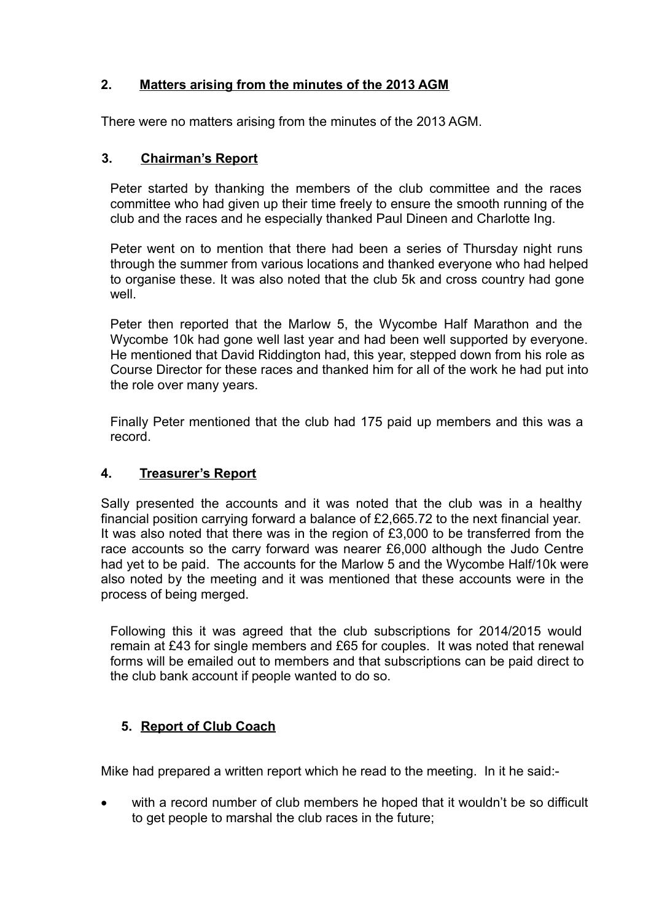## 2. Matters arising from the minutes of the 2013 AGM

There were no matters arising from the minutes of the 2013 AGM.

## 3. Chairman's Report

Peter started by thanking the members of the club committee and the races committee who had given up their time freely to ensure the smooth running of the club and the races and he especially thanked Paul Dineen and Charlotte Ing.

Peter went on to mention that there had been a series of Thursday night runs through the summer from various locations and thanked everyone who had helped to organise these. It was also noted that the club 5k and cross country had gone well.

Peter then reported that the Marlow 5, the Wycombe Half Marathon and the Wycombe 10k had gone well last year and had been well supported by everyone. He mentioned that David Riddington had, this year, stepped down from his role as Course Director for these races and thanked him for all of the work he had put into the role over many years.

Finally Peter mentioned that the club had 175 paid up members and this was a record.

## 4. Treasurer's Report

Sally presented the accounts and it was noted that the club was in a healthy financial position carrying forward a balance of £2,665.72 to the next financial year. It was also noted that there was in the region of £3,000 to be transferred from the race accounts so the carry forward was nearer £6,000 although the Judo Centre had yet to be paid. The accounts for the Marlow 5 and the Wycombe Half/10k were also noted by the meeting and it was mentioned that these accounts were in the process of being merged.

Following this it was agreed that the club subscriptions for 2014/2015 would remain at £43 for single members and £65 for couples. It was noted that renewal forms will be emailed out to members and that subscriptions can be paid direct to the club bank account if people wanted to do so.

## 5. Report of Club Coach

Mike had prepared a written report which he read to the meeting. In it he said:-

- with a record number of club members he hoped that it wouldn't be so difficult to get people to marshal the club races in the future;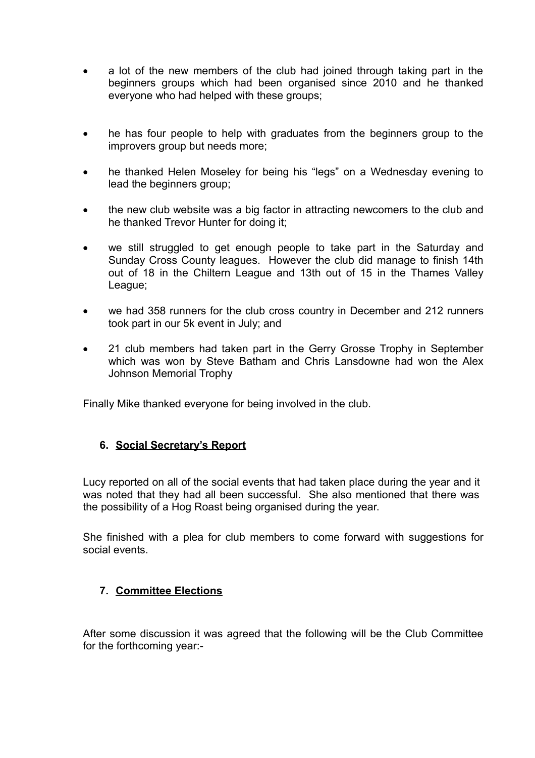- a lot of the new members of the club had joined through taking part in the beginners groups which had been organised since 2010 and he thanked everyone who had helped with these groups;
- he has four people to help with graduates from the beginners group to the improvers group but needs more;
- he thanked Helen Moseley for being his "legs" on a Wednesday evening to lead the beginners group;
- the new club website was a big factor in attracting newcomers to the club and he thanked Trevor Hunter for doing it;
- we still struggled to get enough people to take part in the Saturday and Sunday Cross County leagues. However the club did manage to finish 14th out of 18 in the Chiltern League and 13th out of 15 in the Thames Valley League;
- we had 358 runners for the club cross country in December and 212 runners took part in our 5k event in July; and
- 21 club members had taken part in the Gerry Grosse Trophy in September which was won by Steve Batham and Chris Lansdowne had won the Alex Johnson Memorial Trophy

Finally Mike thanked everyone for being involved in the club.

## 6. Social Secretary's Report

Lucy reported on all of the social events that had taken place during the year and it was noted that they had all been successful. She also mentioned that there was the possibility of a Hog Roast being organised during the year.

She finished with a plea for club members to come forward with suggestions for social events.

## 7. Committee Elections

After some discussion it was agreed that the following will be the Club Committee for the forthcoming year:-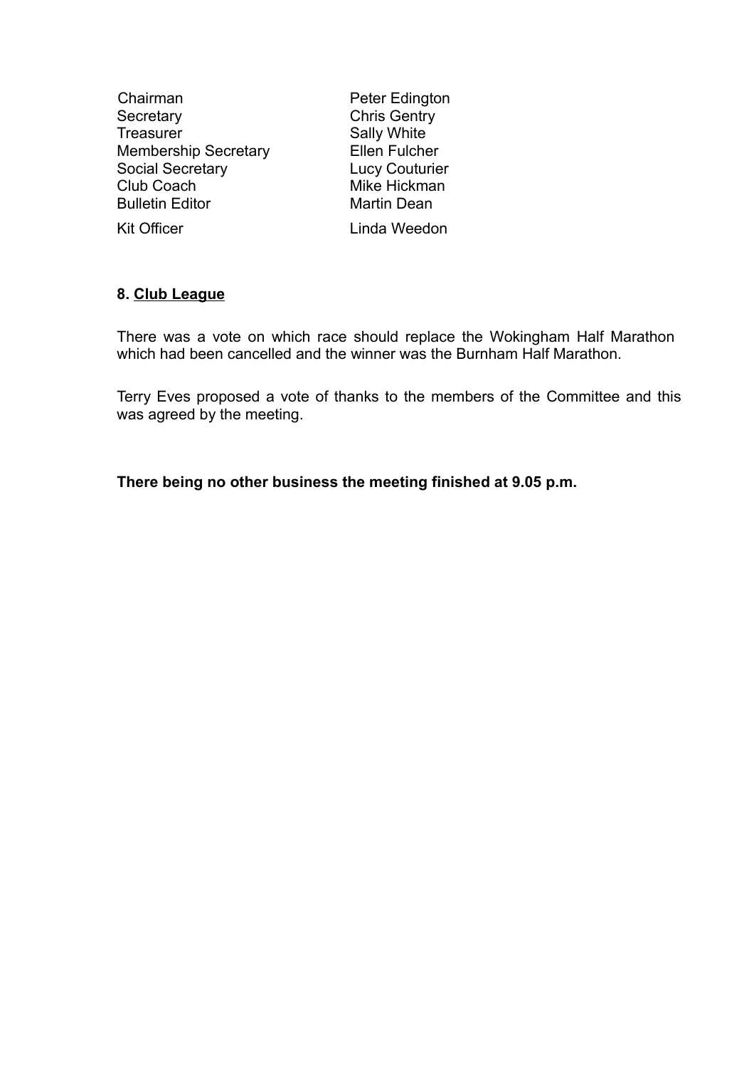| | |
|---|---|
| Chairman | Peter Edington |
| Secretary | Chris Gentry |
| Treasurer | Sally White |
| Membership Secretary | Ellen Fulcher |
| Social Secretary | Lucy Couturier |
| Club Coach | Mike Hickman |
| Bulletin Editor | Martin Dean |
| Kit Officer | Linda Weedon |

**8. Club League**

There was a vote on which race should replace the Wokingham Half Marathon which had been cancelled and the winner was the Burnham Half Marathon.

Terry Eves proposed a vote of thanks to the members of the Committee and this was agreed by the meeting.

**There being no other business the meeting finished at 9.05 p.m.**